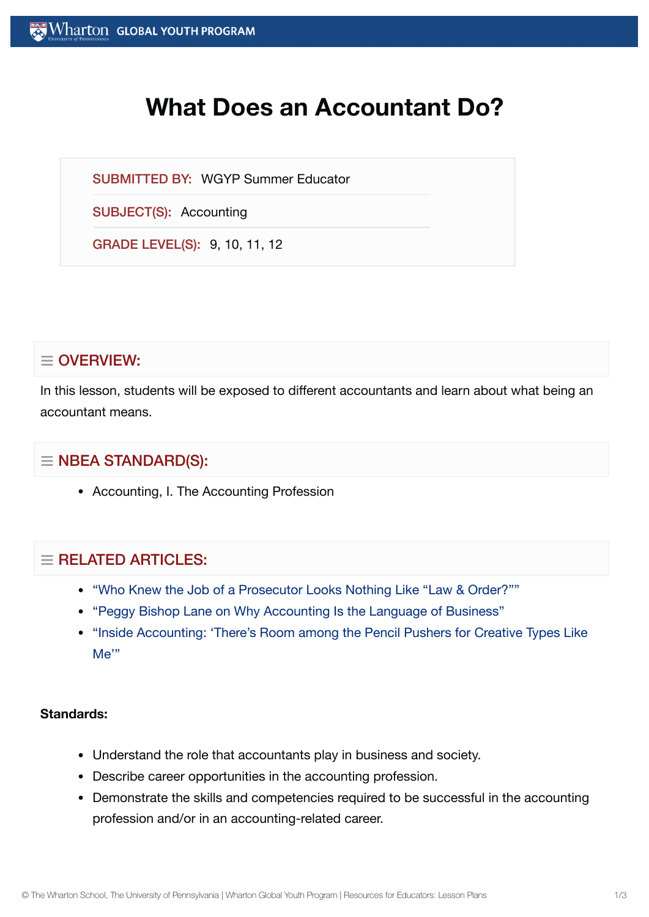# What Does an Accountant Do?

**SUBMITTED BY:** WGYP Summer Educator

**SUBJECT(S):** Accounting

**GRADE LEVEL(S):** 9, 10, 11, 12

## OVERVIEW:

In this lesson, students will be exposed to different accountants and learn about what being an accountant means.

## NBEA STANDARD(S):

- Accounting, I. The Accounting Profession

## RELATED ARTICLES:

- "Who Knew the Job of a Prosecutor Looks Nothing Like "Law & Order?""
- "Peggy Bishop Lane on Why Accounting Is the Language of Business"
- "Inside Accounting: 'There's Room among the Pencil Pushers for Creative Types Like Me'"

**Standards:**

- Understand the role that accountants play in business and society.
- Describe career opportunities in the accounting profession.
- Demonstrate the skills and competencies required to be successful in the accounting profession and/or in an accounting-related career.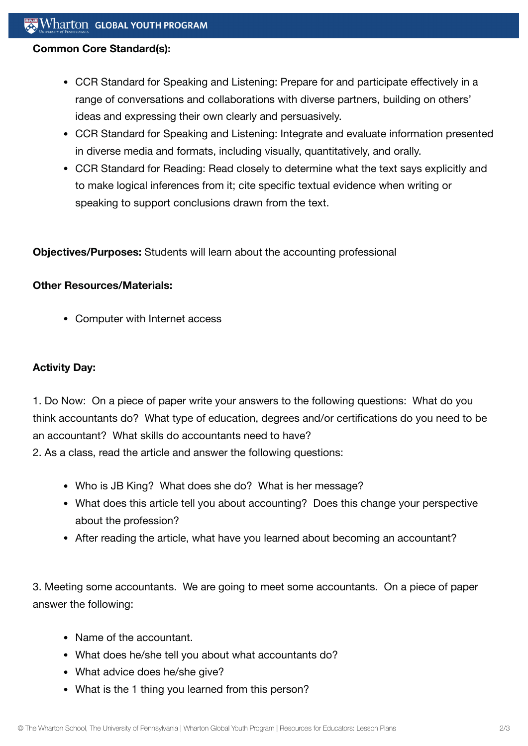**Common Core Standard(s):**

- CCR Standard for Speaking and Listening: Prepare for and participate effectively in a range of conversations and collaborations with diverse partners, building on others' ideas and expressing their own clearly and persuasively.
- CCR Standard for Speaking and Listening: Integrate and evaluate information presented in diverse media and formats, including visually, quantitatively, and orally.
- CCR Standard for Reading: Read closely to determine what the text says explicitly and to make logical inferences from it; cite specific textual evidence when writing or speaking to support conclusions drawn from the text.

**Objectives/Purposes:** Students will learn about the accounting professional

**Other Resources/Materials:**

- Computer with Internet access

**Activity Day:**

1. Do Now: On a piece of paper write your answers to the following questions: What do you think accountants do? What type of education, degrees and/or certifications do you need to be an accountant? What skills do accountants need to have?
2. As a class, read the article and answer the following questions:

   - Who is JB King? What does she do? What is her message?
   - What does this article tell you about accounting? Does this change your perspective about the profession?
   - After reading the article, what have you learned about becoming an accountant?

3. Meeting some accountants. We are going to meet some accountants. On a piece of paper answer the following:

   - Name of the accountant.
   - What does he/she tell you about what accountants do?
   - What advice does he/she give?
   - What is the 1 thing you learned from this person?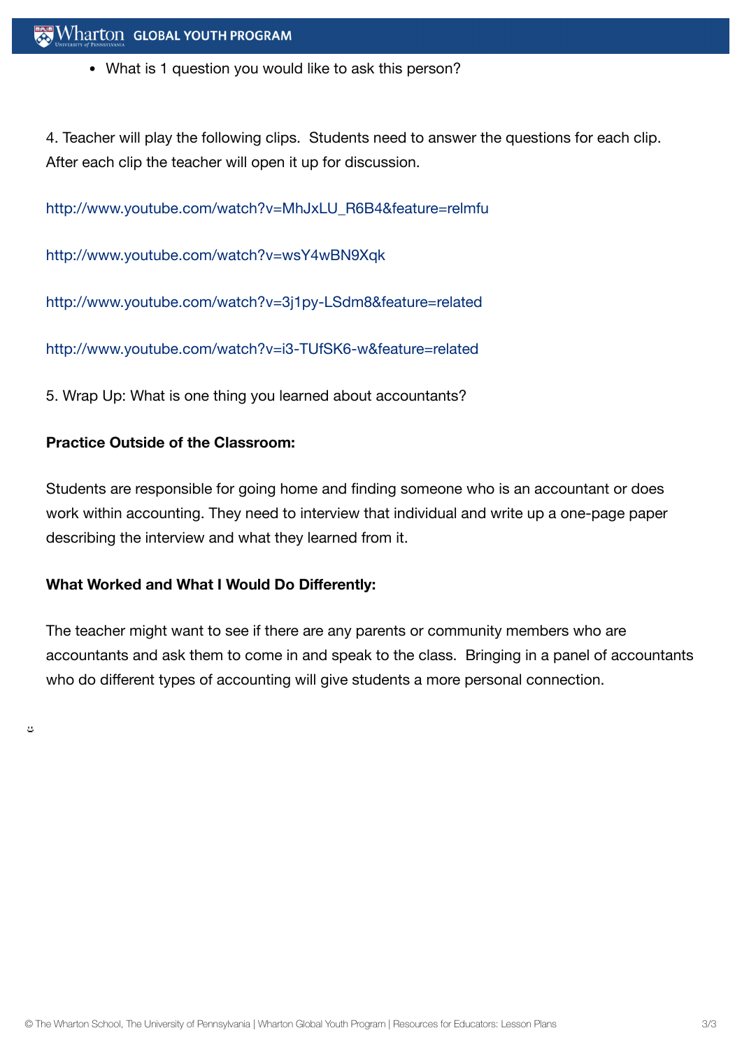- What is 1 question you would like to ask this person?

4. Teacher will play the following clips. Students need to answer the questions for each clip. After each clip the teacher will open it up for discussion.

http://www.youtube.com/watch?v=MhJxLU_R6B4&feature=relmfu

http://www.youtube.com/watch?v=wsY4wBN9Xqk

http://www.youtube.com/watch?v=3j1py-LSdm8&feature=related

http://www.youtube.com/watch?v=i3-TUfSK6-w&feature=related

5. Wrap Up: What is one thing you learned about accountants?

**Practice Outside of the Classroom:**

Students are responsible for going home and finding someone who is an accountant or does work within accounting. They need to interview that individual and write up a one-page paper describing the interview and what they learned from it.

**What Worked and What I Would Do Differently:**

The teacher might want to see if there are any parents or community members who are accountants and ask them to come in and speak to the class. Bringing in a panel of accountants who do different types of accounting will give students a more personal connection.